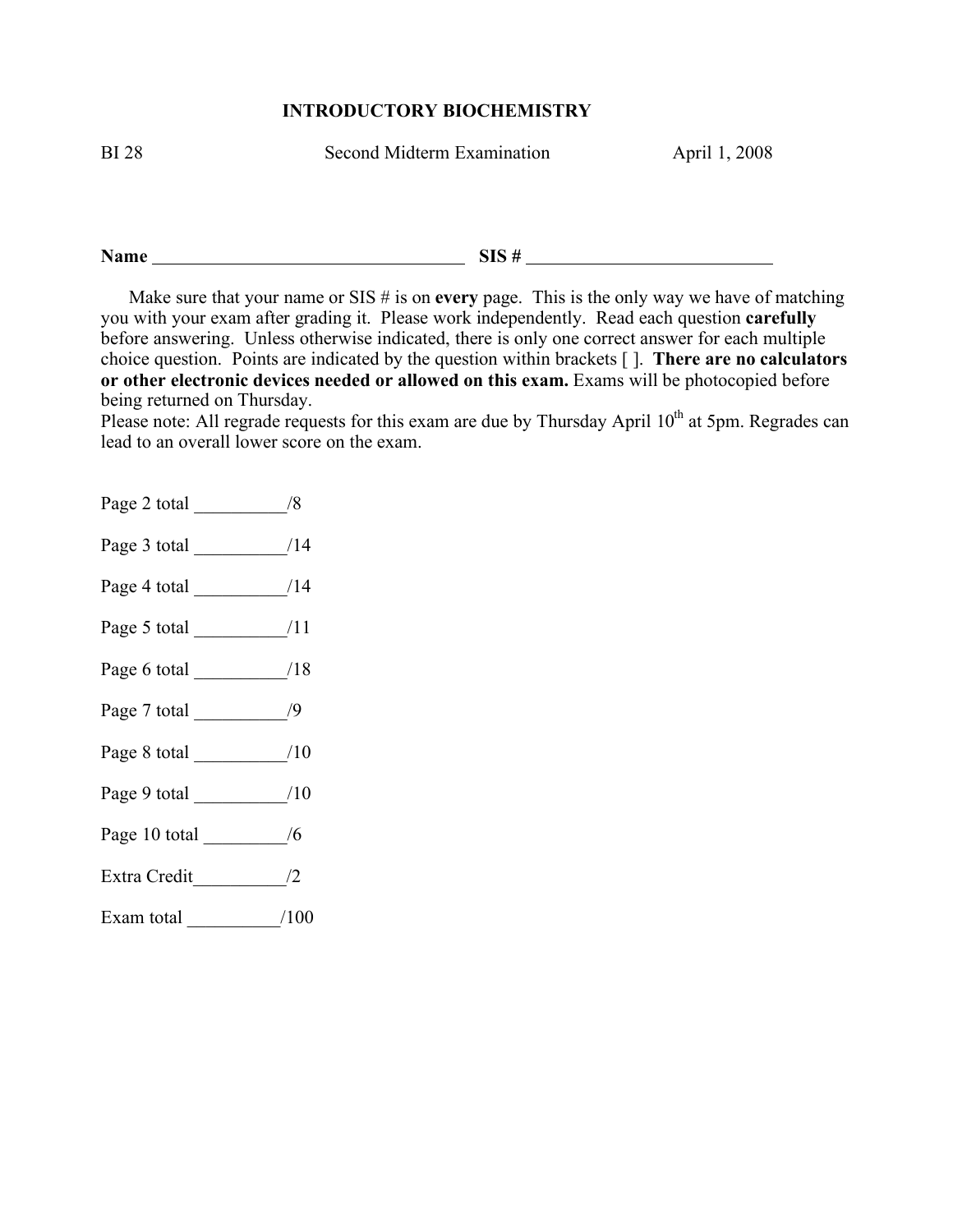# INTRODUCTORY BIOCHEMISTRY

BI 28 Second Midterm Examination April 1, 2008

**Name** ___________________________________ **SIS #** ___________________________

Make sure that your name or SIS # is on **every** page. This is the only way we have of matching you with your exam after grading it. Please work independently. Read each question **carefully** before answering. Unless otherwise indicated, there is only one correct answer for each multiple choice question. Points are indicated by the question within brackets [ ]. **There are no calculators or other electronic devices needed or allowed on this exam.** Exams will be photocopied before being returned on Thursday.
Please note: All regrade requests for this exam are due by Thursday April 10th at 5pm. Regrades can lead to an overall lower score on the exam.

Page 2 total __________/8

Page 3 total __________/14

Page 4 total __________/14

Page 5 total __________/11

Page 6 total __________/18

Page 7 total __________/9

Page 8 total __________/10

Page 9 total __________/10

Page 10 total _________/6

Extra Credit__________/2

Exam total __________/100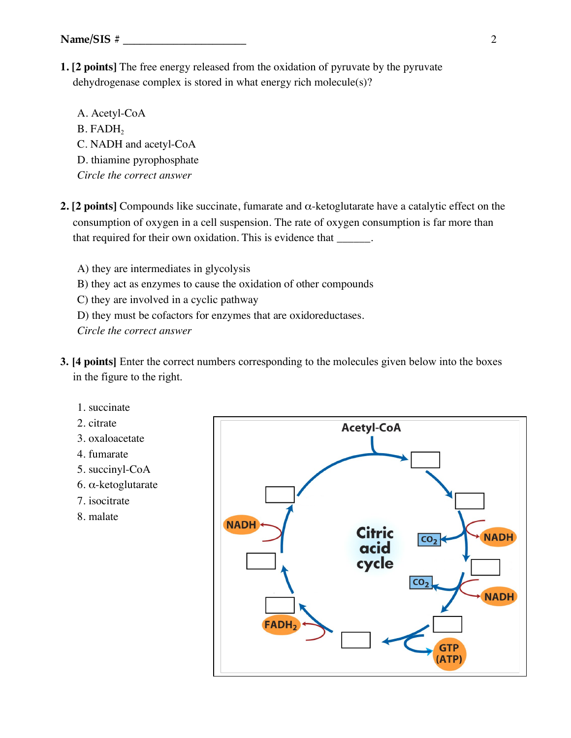**1. [2 points]** The free energy released from the oxidation of pyruvate by the pyruvate dehydrogenase complex is stored in what energy rich molecule(s)?

A. Acetyl-CoA
B. $FADH_2$
C. NADH and acetyl-CoA
D. thiamine pyrophosphate
*Circle the correct answer*

**2. [2 points]** Compounds like succinate, fumarate and $\alpha$-ketoglutarate have a catalytic effect on the consumption of oxygen in a cell suspension. The rate of oxygen consumption is far more than that required for their own oxidation. This is evidence that ______.

A) they are intermediates in glycolysis
B) they act as enzymes to cause the oxidation of other compounds
C) they are involved in a cyclic pathway
D) they must be cofactors for enzymes that are oxidoreductases.
*Circle the correct answer*

**3. [4 points]** Enter the correct numbers corresponding to the molecules given below into the boxes in the figure to the right.

1. succinate
2. citrate
3. oxaloacetate
4. fumarate
5. succinyl-CoA
6. $\alpha$-ketoglutarate
7. isocitrate
8. malate

Acetyl-CoA

Citric acid cycle

NADH

$CO_2$

NADH

$CO_2$

NADH

GTP (ATP)

$FADH_2$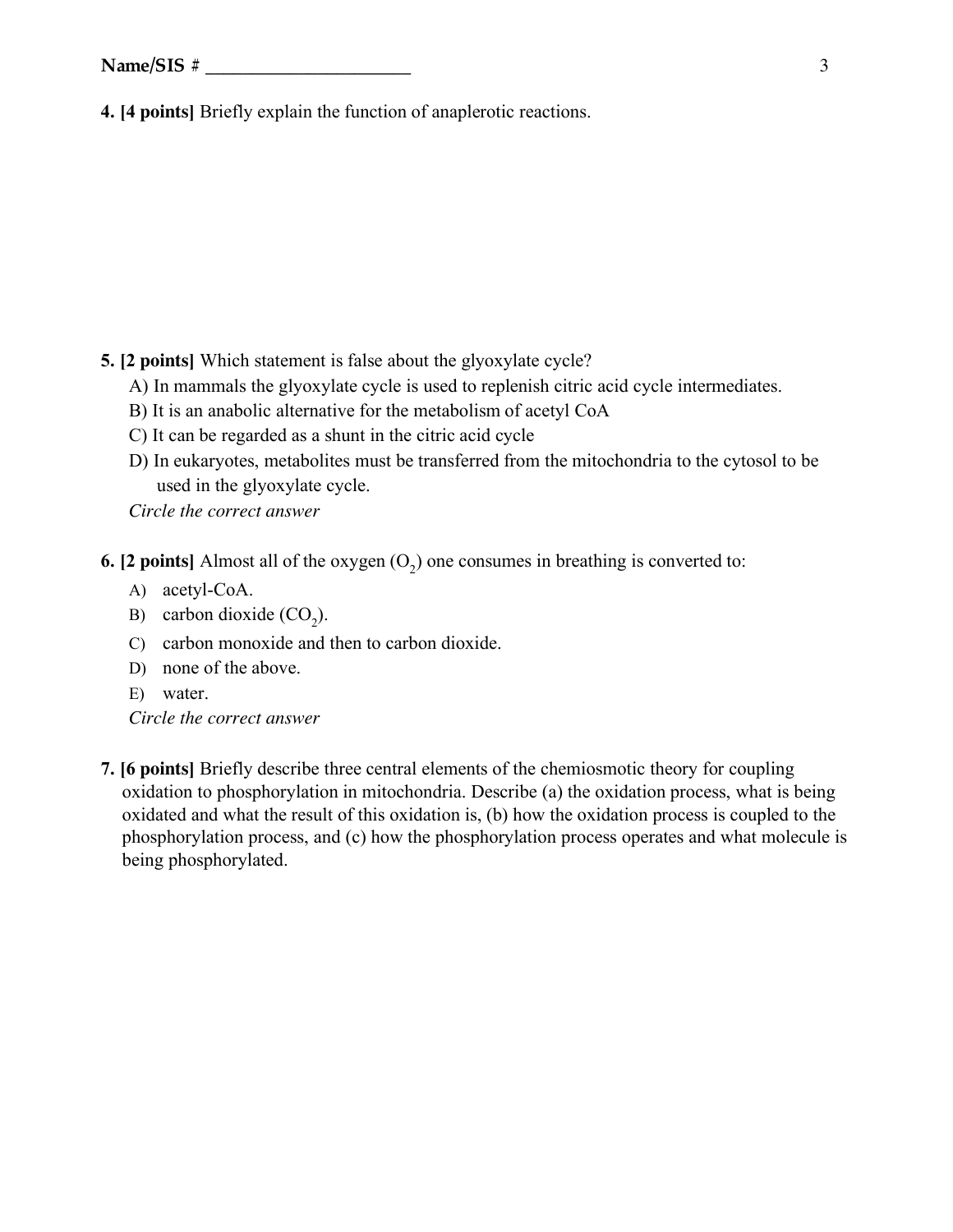Name/SIS # ______________________

**4. [4 points]** Briefly explain the function of anaplerotic reactions.

**5. [2 points]** Which statement is false about the glyoxylate cycle?

A) In mammals the glyoxylate cycle is used to replenish citric acid cycle intermediates.
B) It is an anabolic alternative for the metabolism of acetyl CoA
C) It can be regarded as a shunt in the citric acid cycle
D) In eukaryotes, metabolites must be transferred from the mitochondria to the cytosol to be used in the glyoxylate cycle.

*Circle the correct answer*

**6. [2 points]** Almost all of the oxygen ($O_2$) one consumes in breathing is converted to:

A) acetyl-CoA.
B) carbon dioxide ($CO_2$).
C) carbon monoxide and then to carbon dioxide.
D) none of the above.
E) water.

*Circle the correct answer*

**7. [6 points]** Briefly describe three central elements of the chemiosmotic theory for coupling oxidation to phosphorylation in mitochondria. Describe (a) the oxidation process, what is being oxidated and what the result of this oxidation is, (b) how the oxidation process is coupled to the phosphorylation process, and (c) how the phosphorylation process operates and what molecule is being phosphorylated.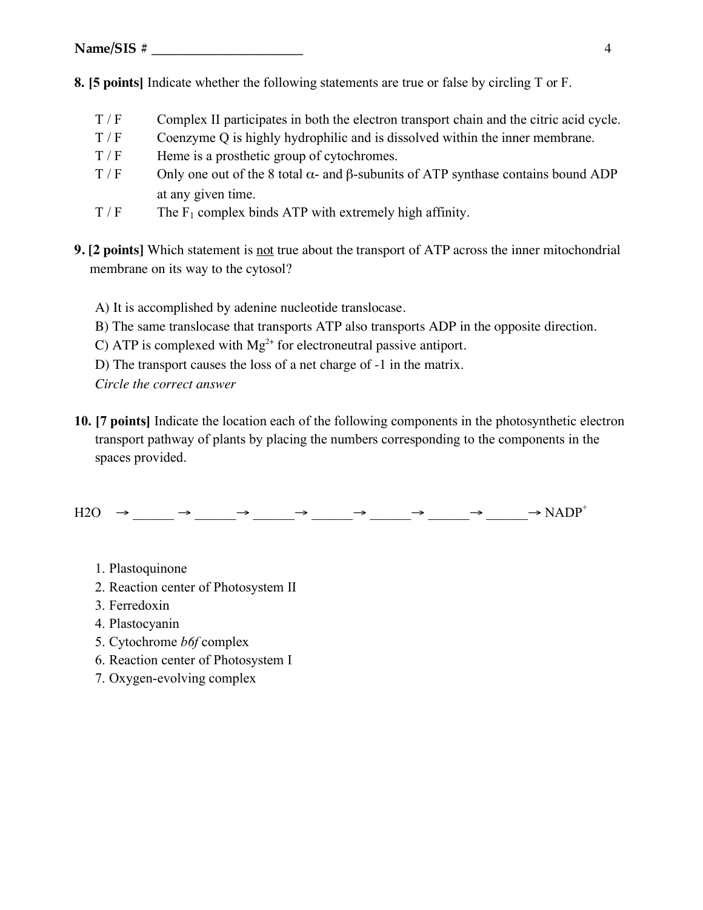Name/SIS # ____________________

**8. [5 points]** Indicate whether the following statements are true or false by circling T or F.

T / F    Complex II participates in both the electron transport chain and the citric acid cycle.

T / F    Coenzyme Q is highly hydrophilic and is dissolved within the inner membrane.

T / F    Heme is a prosthetic group of cytochromes.

T / F    Only one out of the 8 total $\alpha$- and $\beta$-subunits of ATP synthase contains bound ADP at any given time.

T / F    The $F_1$ complex binds ATP with extremely high affinity.

**9. [2 points]** Which statement is not true about the transport of ATP across the inner mitochondrial membrane on its way to the cytosol?

A) It is accomplished by adenine nucleotide translocase.

B) The same translocase that transports ATP also transports ADP in the opposite direction.

C) ATP is complexed with $Mg^{2+}$ for electroneutral passive antiport.

D) The transport causes the loss of a net charge of -1 in the matrix.

*Circle the correct answer*

**10. [7 points]** Indicate the location each of the following components in the photosynthetic electron transport pathway of plants by placing the numbers corresponding to the components in the spaces provided.

H2O → ______ → ______ → ______ → ______ → ______ → ______ → ______ → $NADP^+$

1. Plastoquinone
2. Reaction center of Photosystem II
3. Ferredoxin
4. Plastocyanin
5. Cytochrome *b6f* complex
6. Reaction center of Photosystem I
7. Oxygen-evolving complex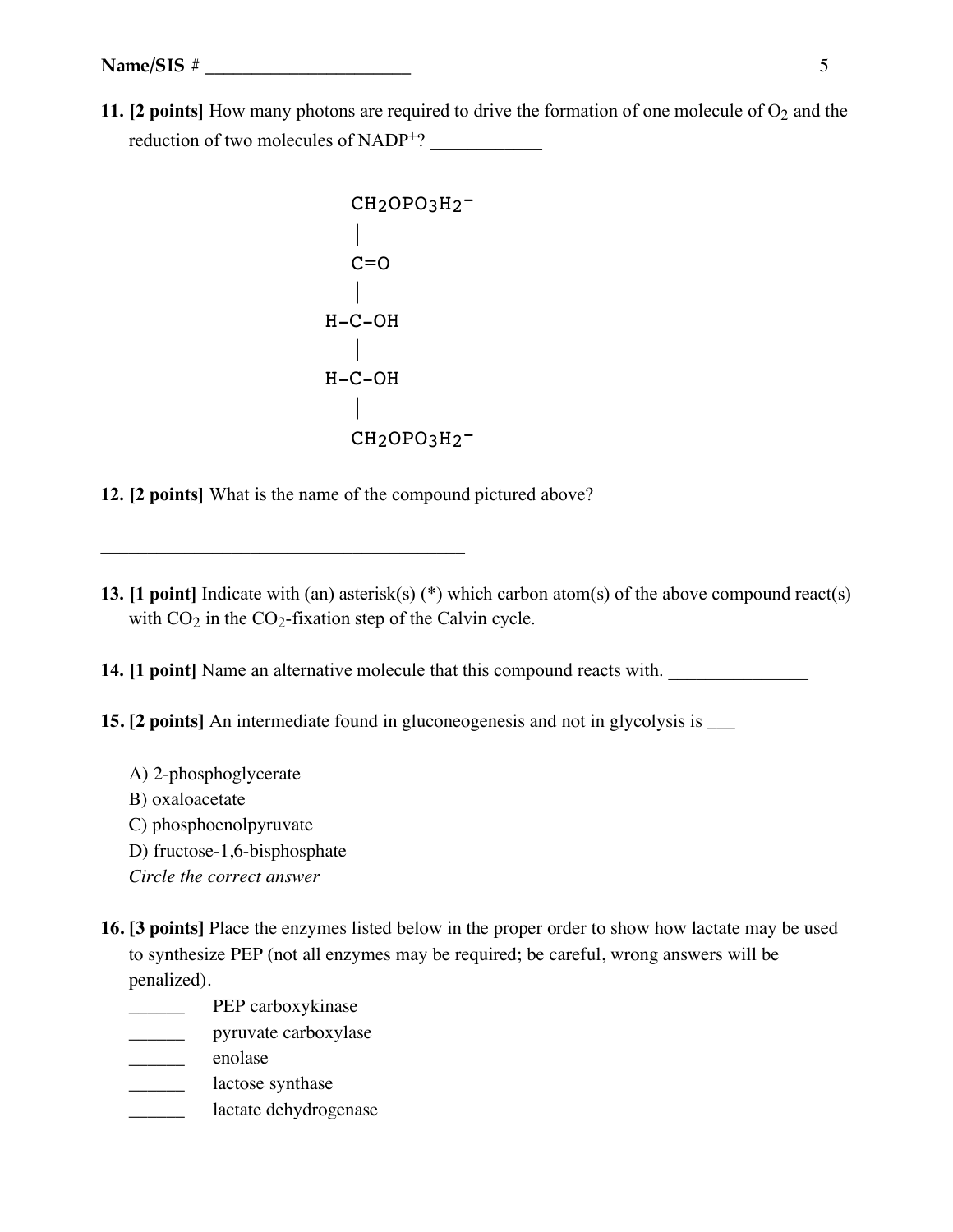**Name/SIS #** ______________________

**11. [2 points]** How many photons are required to drive the formation of one molecule of $O_2$ and the reduction of two molecules of $NADP^+$? ____________

```
    CH2OPO3H2-
    |
    C=O
    |
  H-C-OH
    |
  H-C-OH
    |
    CH2OPO3H2-
```

**12. [2 points]** What is the name of the compound pictured above?

________________________________________

**13. [1 point]** Indicate with (an) asterisk(s) (*) which carbon atom(s) of the above compound react(s) with $CO_2$ in the $CO_2$-fixation step of the Calvin cycle.

**14. [1 point]** Name an alternative molecule that this compound reacts with. _______________

**15. [2 points]** An intermediate found in gluconeogenesis and not in glycolysis is ___

A) 2-phosphoglycerate
B) oxaloacetate
C) phosphoenolpyruvate
D) fructose-1,6-bisphosphate
*Circle the correct answer*

**16. [3 points]** Place the enzymes listed below in the proper order to show how lactate may be used to synthesize PEP (not all enzymes may be required; be careful, wrong answers will be penalized).

______ PEP carboxykinase
______ pyruvate carboxylase
______ enolase
______ lactose synthase
______ lactate dehydrogenase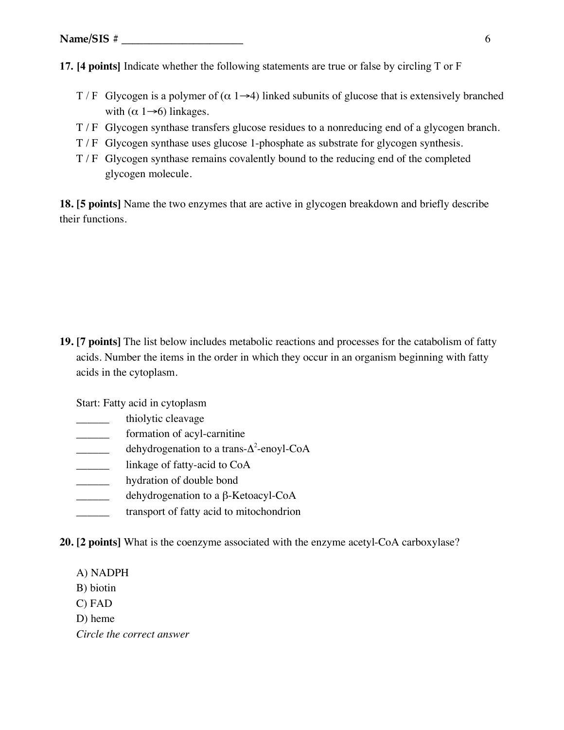Name/SIS # ______________________

**17. [4 points]** Indicate whether the following statements are true or false by circling T or F

T / F Glycogen is a polymer of ($\alpha$ 1→4) linked subunits of glucose that is extensively branched with ($\alpha$ 1→6) linkages.

T / F Glycogen synthase transfers glucose residues to a nonreducing end of a glycogen branch.

T / F Glycogen synthase uses glucose 1-phosphate as substrate for glycogen synthesis.

T / F Glycogen synthase remains covalently bound to the reducing end of the completed glycogen molecule.

**18. [5 points]** Name the two enzymes that are active in glycogen breakdown and briefly describe their functions.

**19. [7 points]** The list below includes metabolic reactions and processes for the catabolism of fatty acids. Number the items in the order in which they occur in an organism beginning with fatty acids in the cytoplasm.

Start: Fatty acid in cytoplasm

______ thiolytic cleavage

______ formation of acyl-carnitine

______ dehydrogenation to a trans-$\Delta^2$-enoyl-CoA

______ linkage of fatty-acid to CoA

______ hydration of double bond

______ dehydrogenation to a $\beta$-Ketoacyl-CoA

______ transport of fatty acid to mitochondrion

**20. [2 points]** What is the coenzyme associated with the enzyme acetyl-CoA carboxylase?

A) NADPH
B) biotin
C) FAD
D) heme

*Circle the correct answer*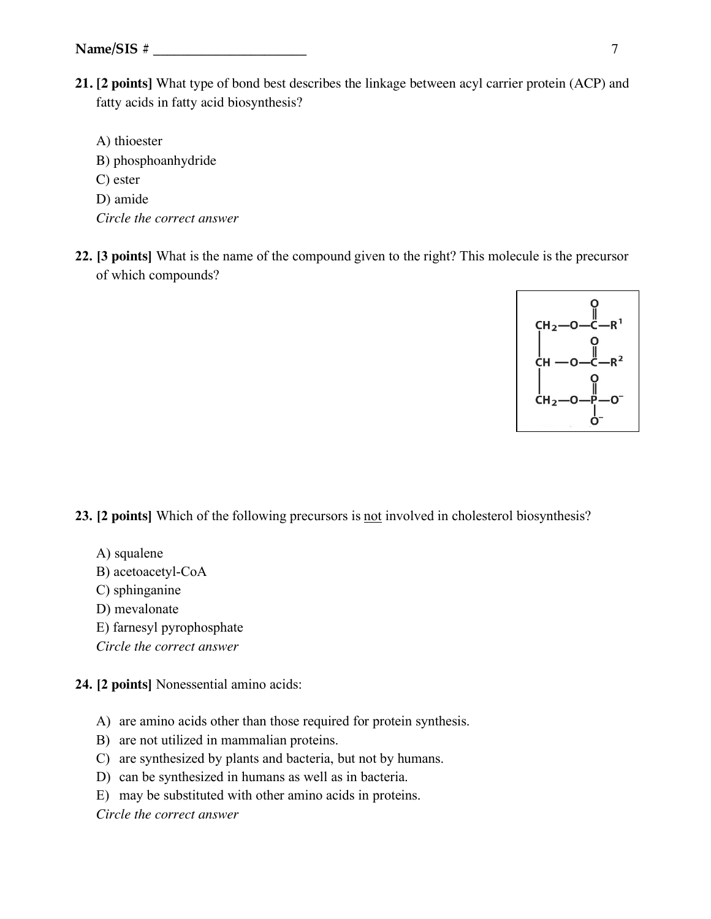**21. [2 points]** What type of bond best describes the linkage between acyl carrier protein (ACP) and fatty acids in fatty acid biosynthesis?

A) thioester
B) phosphoanhydride
C) ester
D) amide
*Circle the correct answer*

**22. [3 points]** What is the name of the compound given to the right? This molecule is the precursor of which compounds?

```
              O
              ‖
CH2—O—C—R1
 |            O
 |            ‖
CH —O—C—R2
 |            O
 |            ‖
CH2—O—P—O⁻
              |
              O⁻
```

**23. [2 points]** Which of the following precursors is <u>not</u> involved in cholesterol biosynthesis?

A) squalene
B) acetoacetyl-CoA
C) sphinganine
D) mevalonate
E) farnesyl pyrophosphate
*Circle the correct answer*

**24. [2 points]** Nonessential amino acids:

A) are amino acids other than those required for protein synthesis.
B) are not utilized in mammalian proteins.
C) are synthesized by plants and bacteria, but not by humans.
D) can be synthesized in humans as well as in bacteria.
E) may be substituted with other amino acids in proteins.
*Circle the correct answer*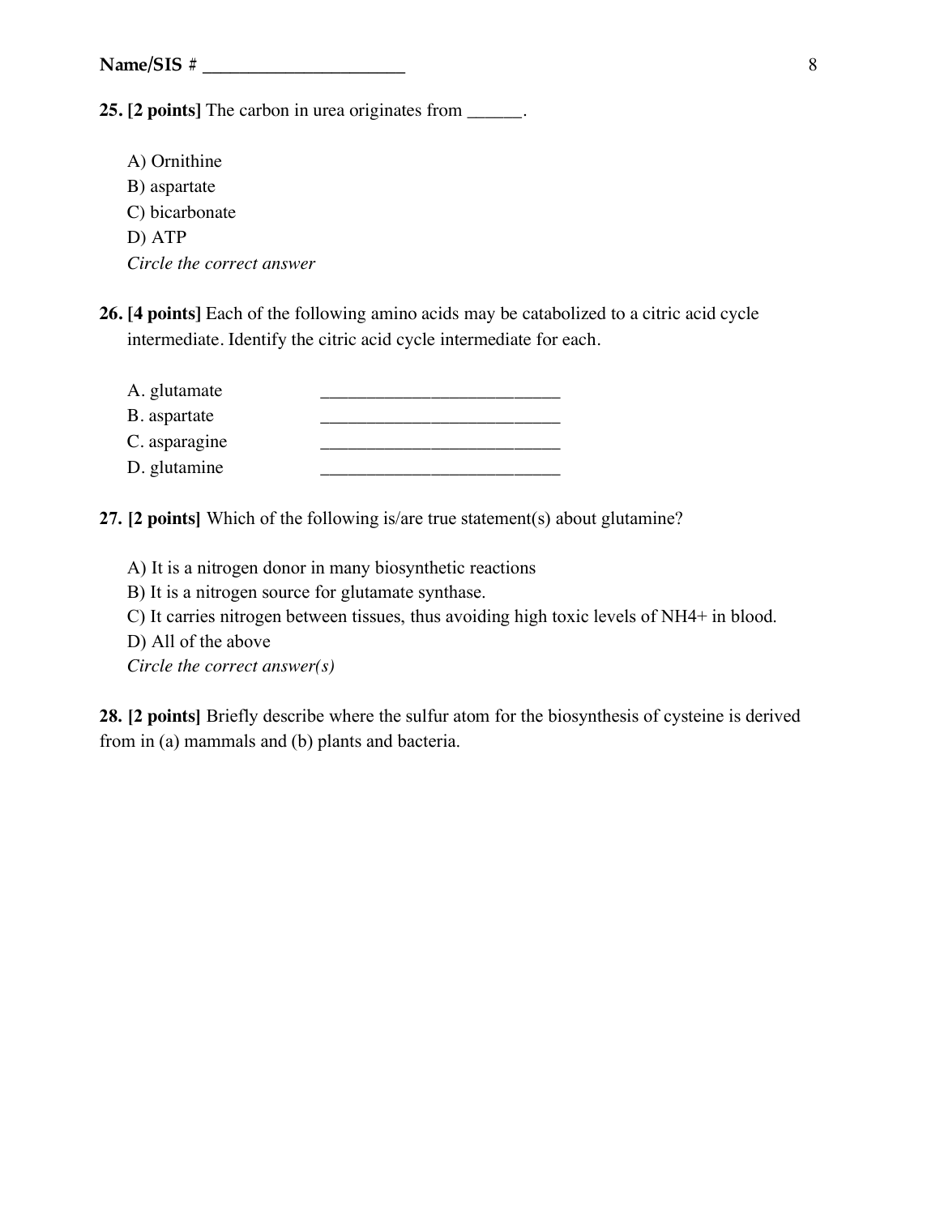Name/SIS # ____________________

**25. [2 points]** The carbon in urea originates from ______.

A) Ornithine
B) aspartate
C) bicarbonate
D) ATP
*Circle the correct answer*

**26. [4 points]** Each of the following amino acids may be catabolized to a citric acid cycle intermediate. Identify the citric acid cycle intermediate for each.

A. glutamate ________________________
B. aspartate ________________________
C. asparagine ________________________
D. glutamine ________________________

**27. [2 points]** Which of the following is/are true statement(s) about glutamine?

A) It is a nitrogen donor in many biosynthetic reactions
B) It is a nitrogen source for glutamate synthase.
C) It carries nitrogen between tissues, thus avoiding high toxic levels of $NH_4^+$ in blood.
D) All of the above
*Circle the correct answer(s)*

**28. [2 points]** Briefly describe where the sulfur atom for the biosynthesis of cysteine is derived from in (a) mammals and (b) plants and bacteria.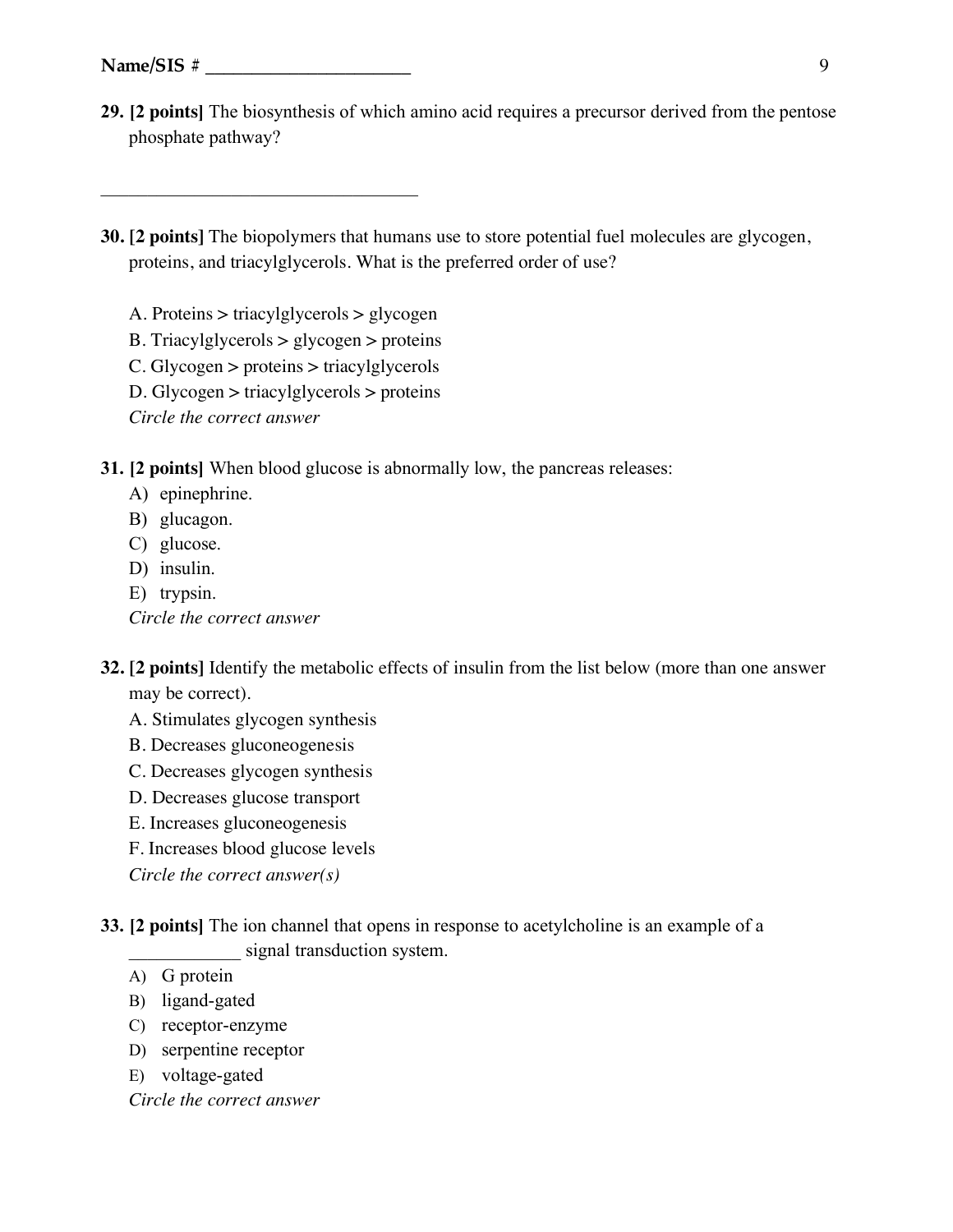Name/SIS # ____________________

**29. [2 points]** The biosynthesis of which amino acid requires a precursor derived from the pentose phosphate pathway?

________________________________

**30. [2 points]** The biopolymers that humans use to store potential fuel molecules are glycogen, proteins, and triacylglycerols. What is the preferred order of use?

A. Proteins > triacylglycerols > glycogen
B. Triacylglycerols > glycogen > proteins
C. Glycogen > proteins > triacylglycerols
D. Glycogen > triacylglycerols > proteins
*Circle the correct answer*

**31. [2 points]** When blood glucose is abnormally low, the pancreas releases:

A) epinephrine.
B) glucagon.
C) glucose.
D) insulin.
E) trypsin.
*Circle the correct answer*

**32. [2 points]** Identify the metabolic effects of insulin from the list below (more than one answer may be correct).

A. Stimulates glycogen synthesis
B. Decreases gluconeogenesis
C. Decreases glycogen synthesis
D. Decreases glucose transport
E. Increases gluconeogenesis
F. Increases blood glucose levels
*Circle the correct answer(s)*

**33. [2 points]** The ion channel that opens in response to acetylcholine is an example of a ___________ signal transduction system.

A) G protein
B) ligand-gated
C) receptor-enzyme
D) serpentine receptor
E) voltage-gated
*Circle the correct answer*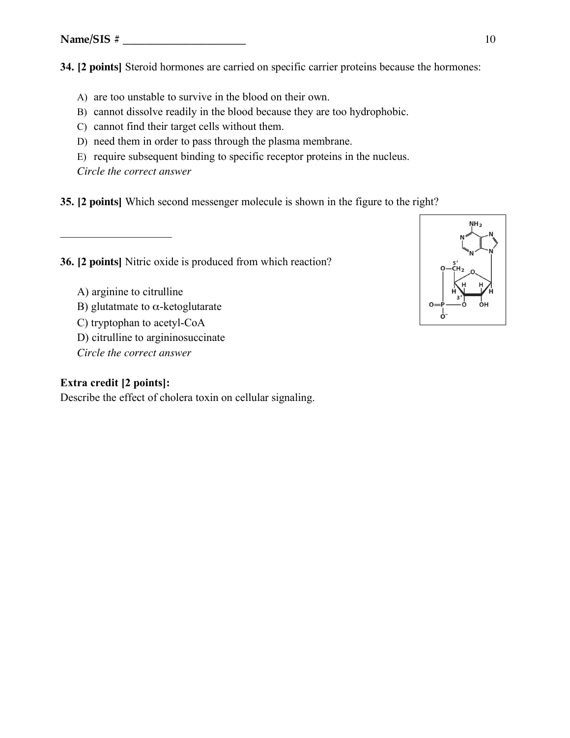**34. [2 points]** Steroid hormones are carried on specific carrier proteins because the hormones:

A) are too unstable to survive in the blood on their own.
B) cannot dissolve readily in the blood because they are too hydrophobic.
C) cannot find their target cells without them.
D) need them in order to pass through the plasma membrane.
E) require subsequent binding to specific receptor proteins in the nucleus.

*Circle the correct answer*

**35. [2 points]** Which second messenger molecule is shown in the figure to the right?

____________________

**36. [2 points]** Nitric oxide is produced from which reaction?

A) arginine to citrulline
B) glutatmate to $\alpha$-ketoglutarate
C) tryptophan to acetyl-CoA
D) citrulline to argininosuccinate

*Circle the correct answer*

**Extra credit [2 points]:**

Describe the effect of cholera toxin on cellular signaling.